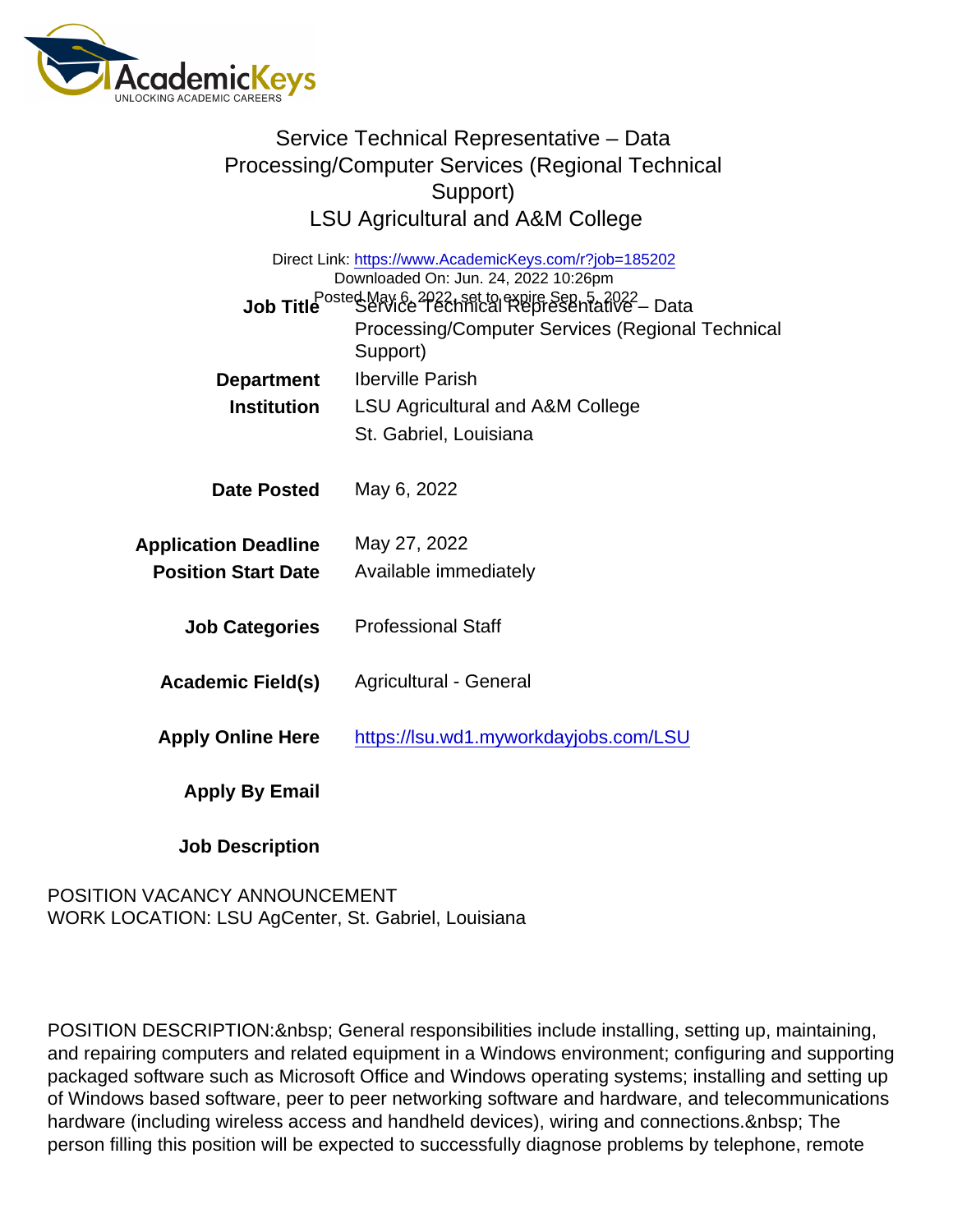# Service Technical Representative – Data Processing/Computer Services (Regional Technical Support)

## LSU Agricultural and A&M College

Direct Link: https://www.AcademicKeys.com/r?job=185202
Downloaded On: Jun. 24, 2022 10:26pm
Posted May 6, 2022, set to expire Sep. 5, 2022

| | |
|---|---|
| **Job Title** | Service Technical Representative – Data Processing/Computer Services (Regional Technical Support) |
| **Department** | Iberville Parish |
| **Institution** | LSU Agricultural and A&M College<br>St. Gabriel, Louisiana |
| **Date Posted** | May 6, 2022 |
| **Application Deadline** | May 27, 2022 |
| **Position Start Date** | Available immediately |
| **Job Categories** | Professional Staff |
| **Academic Field(s)** | Agricultural - General |
| **Apply Online Here** | https://lsu.wd1.myworkdayjobs.com/LSU |
| **Apply By Email** | |
| **Job Description** | |

POSITION VACANCY ANNOUNCEMENT
WORK LOCATION: LSU AgCenter, St. Gabriel, Louisiana

POSITION DESCRIPTION:&nbsp; General responsibilities include installing, setting up, maintaining, and repairing computers and related equipment in a Windows environment; configuring and supporting packaged software such as Microsoft Office and Windows operating systems; installing and setting up of Windows based software, peer to peer networking software and hardware, and telecommunications hardware (including wireless access and handheld devices), wiring and connections.&nbsp; The person filling this position will be expected to successfully diagnose problems by telephone, remote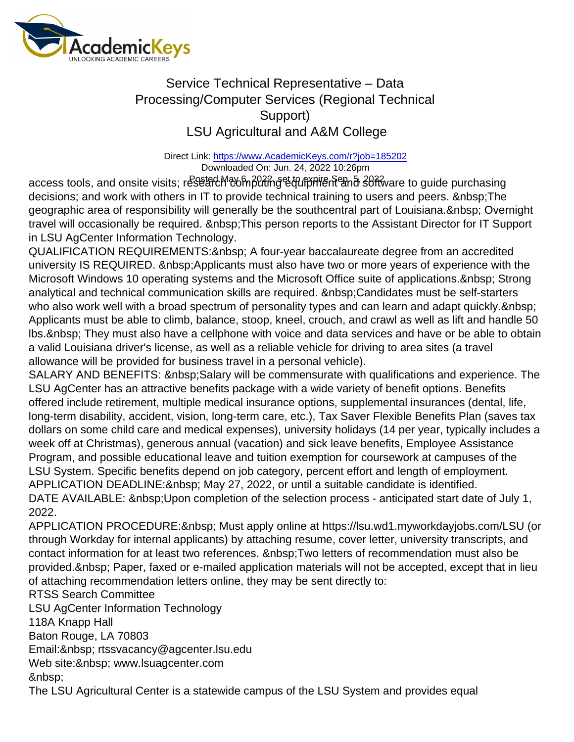access tools, and onsite visits; research computing equipment and software to guide purchasing decisions; and work with others in IT to provide technical training to users and peers. &nbsp;The geographic area of responsibility will generally be the southcentral part of Louisiana.&nbsp; Overnight travel will occasionally be required. &nbsp;This person reports to the Assistant Director for IT Support in LSU AgCenter Information Technology.

QUALIFICATION REQUIREMENTS:&nbsp; A four-year baccalaureate degree from an accredited university IS REQUIRED. &nbsp;Applicants must also have two or more years of experience with the Microsoft Windows 10 operating systems and the Microsoft Office suite of applications.&nbsp; Strong analytical and technical communication skills are required. &nbsp;Candidates must be self-starters who also work well with a broad spectrum of personality types and can learn and adapt quickly.&nbsp; Applicants must be able to climb, balance, stoop, kneel, crouch, and crawl as well as lift and handle 50 lbs.&nbsp; They must also have a cellphone with voice and data services and have or be able to obtain a valid Louisiana driver's license, as well as a reliable vehicle for driving to area sites (a travel allowance will be provided for business travel in a personal vehicle).

SALARY AND BENEFITS: &nbsp;Salary will be commensurate with qualifications and experience. The LSU AgCenter has an attractive benefits package with a wide variety of benefit options. Benefits offered include retirement, multiple medical insurance options, supplemental insurances (dental, life, long-term disability, accident, vision, long-term care, etc.), Tax Saver Flexible Benefits Plan (saves tax dollars on some child care and medical expenses), university holidays (14 per year, typically includes a week off at Christmas), generous annual (vacation) and sick leave benefits, Employee Assistance Program, and possible educational leave and tuition exemption for coursework at campuses of the LSU System. Specific benefits depend on job category, percent effort and length of employment.

APPLICATION DEADLINE:&nbsp; May 27, 2022, or until a suitable candidate is identified.

DATE AVAILABLE: &nbsp;Upon completion of the selection process - anticipated start date of July 1, 2022.

APPLICATION PROCEDURE:&nbsp; Must apply online at https://lsu.wd1.myworkdayjobs.com/LSU (or through Workday for internal applicants) by attaching resume, cover letter, university transcripts, and contact information for at least two references. &nbsp;Two letters of recommendation must also be provided.&nbsp; Paper, faxed or e-mailed application materials will not be accepted, except that in lieu of attaching recommendation letters online, they may be sent directly to:

RTSS Search Committee
LSU AgCenter Information Technology
118A Knapp Hall
Baton Rouge, LA 70803
Email:&nbsp; rtssvacancy@agcenter.lsu.edu
Web site:&nbsp; www.lsuagcenter.com
&nbsp;

The LSU Agricultural Center is a statewide campus of the LSU System and provides equal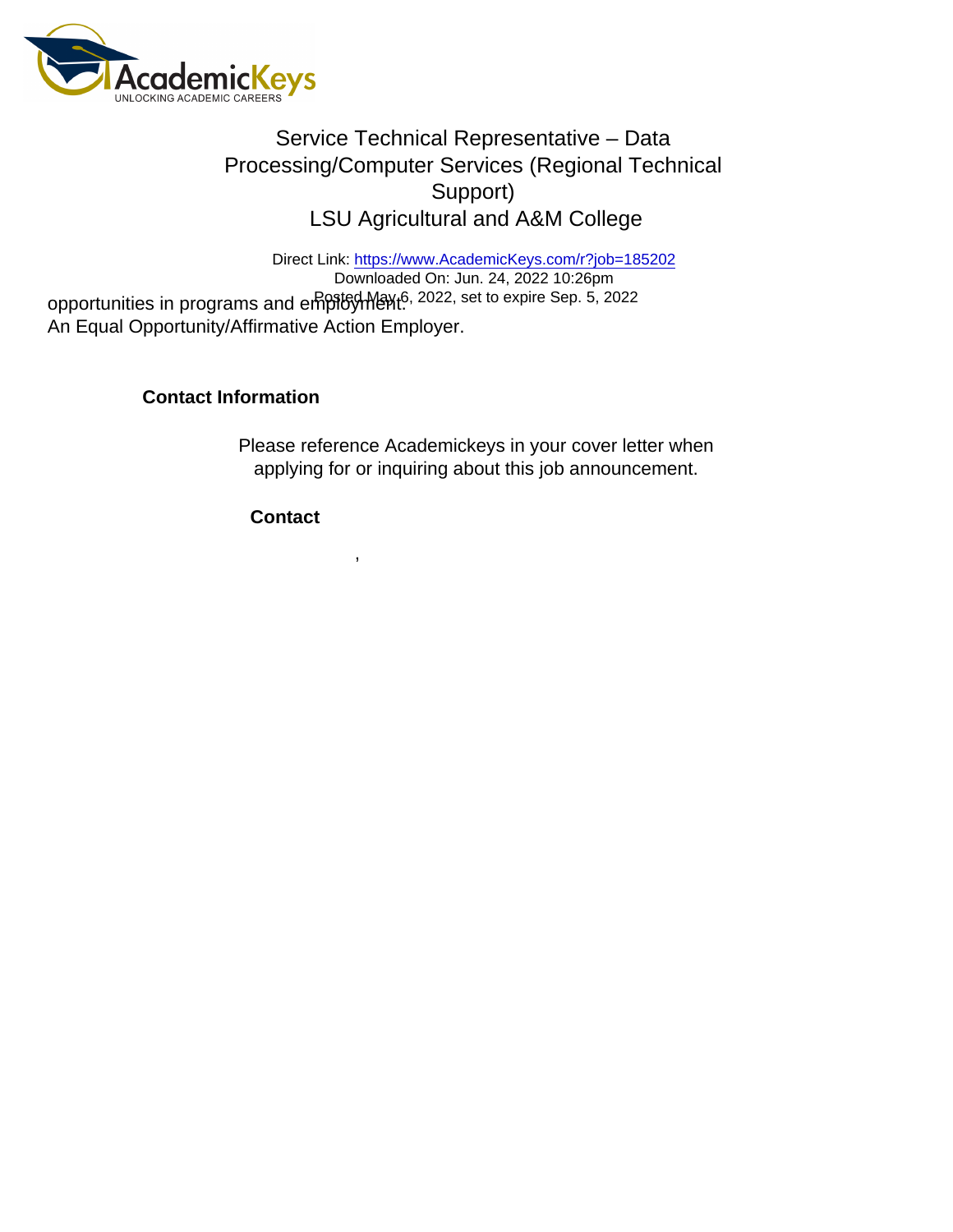opportunities in programs and employment.
An Equal Opportunity/Affirmative Action Employer.

## Contact Information

Please reference Academickeys in your cover letter when applying for or inquiring about this job announcement.

**Contact**

,